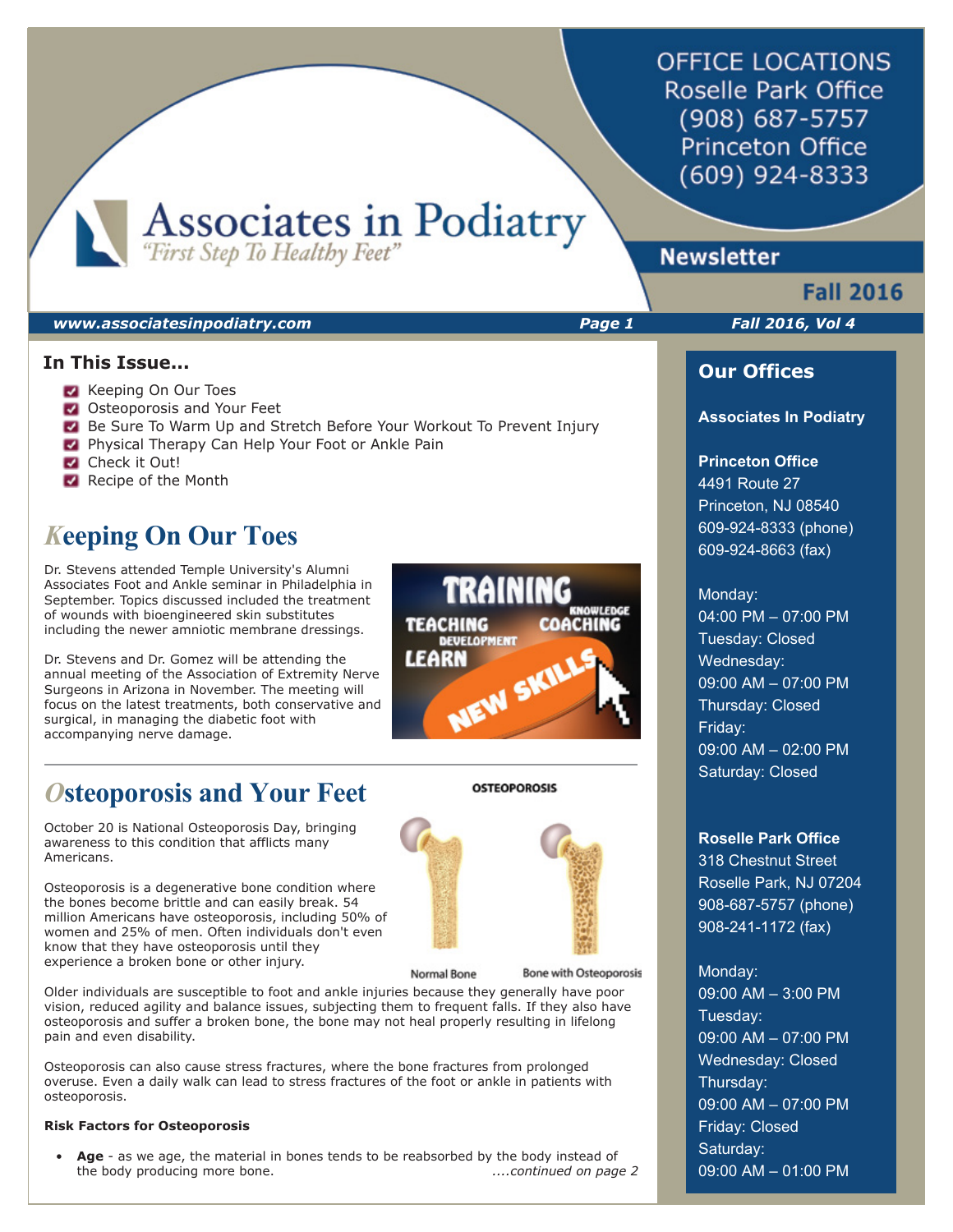# Associates in Podiatry

*"First Step To Healthy Feet"*

OFFICE LOCATIONS
Roselle Park Office
(908) 687-5757
Princeton Office
(609) 924-8333

## Newsletter

**Fall 2016**

***www.associatesinpodiatry.com*** ***Fall 2016, Vol 4***

### In This Issue...

- Keeping On Our Toes
- Osteoporosis and Your Feet
- Be Sure To Warm Up and Stretch Before Your Workout To Prevent Injury
- Physical Therapy Can Help Your Foot or Ankle Pain
- Check it Out!
- Recipe of the Month

## Keeping On Our Toes

Dr. Stevens attended Temple University's Alumni Associates Foot and Ankle seminar in Philadelphia in September. Topics discussed included the treatment of wounds with bioengineered skin substitutes including the newer amniotic membrane dressings.

Dr. Stevens and Dr. Gomez will be attending the annual meeting of the Association of Extremity Nerve Surgeons in Arizona in November. The meeting will focus on the latest treatments, both conservative and surgical, in managing the diabetic foot with accompanying nerve damage.

## Osteoporosis and Your Feet

October 20 is National Osteoporosis Day, bringing awareness to this condition that afflicts many Americans.

Osteoporosis is a degenerative bone condition where the bones become brittle and can easily break. 54 million Americans have osteoporosis, including 50% of women and 25% of men. Often individuals don't even know that they have osteoporosis until they experience a broken bone or other injury.

OSTEOPOROSIS

Normal Bone — Bone with Osteoporosis

Older individuals are susceptible to foot and ankle injuries because they generally have poor vision, reduced agility and balance issues, subjecting them to frequent falls. If they also have osteoporosis and suffer a broken bone, the bone may not heal properly resulting in lifelong pain and even disability.

Osteoporosis can also cause stress fractures, where the bone fractures from prolonged overuse. Even a daily walk can lead to stress fractures of the foot or ankle in patients with osteoporosis.

**Risk Factors for Osteoporosis**

- **Age** - as we age, the material in bones tends to be reabsorbed by the body instead of the body producing more bone.

*....continued on page 2*

## Our Offices

**Associates In Podiatry**

**Princeton Office**
4491 Route 27
Princeton, NJ 08540
609-924-8333 (phone)
609-924-8663 (fax)

Monday:
04:00 PM – 07:00 PM
Tuesday: Closed
Wednesday:
09:00 AM – 07:00 PM
Thursday: Closed
Friday:
09:00 AM – 02:00 PM
Saturday: Closed

**Roselle Park Office**
318 Chestnut Street
Roselle Park, NJ 07204
908-687-5757 (phone)
908-241-1172 (fax)

Monday:
09:00 AM – 3:00 PM
Tuesday:
09:00 AM – 07:00 PM
Wednesday: Closed
Thursday:
09:00 AM – 07:00 PM
Friday: Closed
Saturday:
09:00 AM – 01:00 PM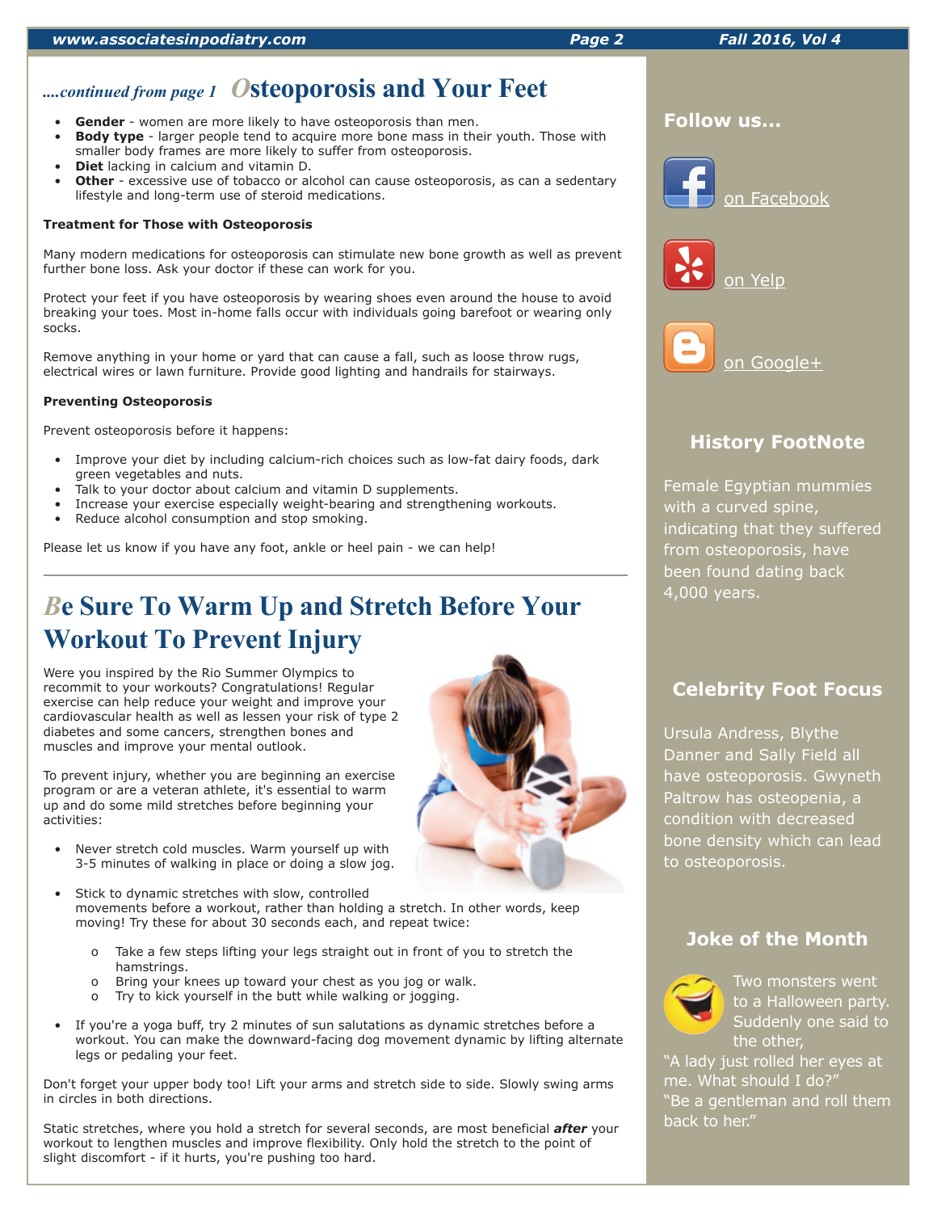*....continued from page 1*

## Osteoporosis and Your Feet

- **Gender** - women are more likely to have osteoporosis than men.
- **Body type** - larger people tend to acquire more bone mass in their youth. Those with smaller body frames are more likely to suffer from osteoporosis.
- **Diet** lacking in calcium and vitamin D.
- **Other** - excessive use of tobacco or alcohol can cause osteoporosis, as can a sedentary lifestyle and long-term use of steroid medications.

**Treatment for Those with Osteoporosis**

Many modern medications for osteoporosis can stimulate new bone growth as well as prevent further bone loss. Ask your doctor if these can work for you.

Protect your feet if you have osteoporosis by wearing shoes even around the house to avoid breaking your toes. Most in-home falls occur with individuals going barefoot or wearing only socks.

Remove anything in your home or yard that can cause a fall, such as loose throw rugs, electrical wires or lawn furniture. Provide good lighting and handrails for stairways.

**Preventing Osteoporosis**

Prevent osteoporosis before it happens:

- Improve your diet by including calcium-rich choices such as low-fat dairy foods, dark green vegetables and nuts.
- Talk to your doctor about calcium and vitamin D supplements.
- Increase your exercise especially weight-bearing and strengthening workouts.
- Reduce alcohol consumption and stop smoking.

Please let us know if you have any foot, ankle or heel pain - we can help!

---

## Be Sure To Warm Up and Stretch Before Your Workout To Prevent Injury

Were you inspired by the Rio Summer Olympics to recommit to your workouts? Congratulations! Regular exercise can help reduce your weight and improve your cardiovascular health as well as lessen your risk of type 2 diabetes and some cancers, strengthen bones and muscles and improve your mental outlook.

To prevent injury, whether you are beginning an exercise program or are a veteran athlete, it's essential to warm up and do some mild stretches before beginning your activities:

- Never stretch cold muscles. Warm yourself up with 3-5 minutes of walking in place or doing a slow jog.
- Stick to dynamic stretches with slow, controlled movements before a workout, rather than holding a stretch. In other words, keep moving! Try these for about 30 seconds each, and repeat twice:
  - Take a few steps lifting your legs straight out in front of you to stretch the hamstrings.
  - Bring your knees up toward your chest as you jog or walk.
  - Try to kick yourself in the butt while walking or jogging.
- If you're a yoga buff, try 2 minutes of sun salutations as dynamic stretches before a workout. You can make the downward-facing dog movement dynamic by lifting alternate legs or pedaling your feet.

Don't forget your upper body too! Lift your arms and stretch side to side. Slowly swing arms in circles in both directions.

Static stretches, where you hold a stretch for several seconds, are most beneficial ***after*** your workout to lengthen muscles and improve flexibility. Only hold the stretch to the point of slight discomfort - if it hurts, you're pushing too hard.

---

### Follow us...

on Facebook

on Yelp

on Google+

### History FootNote

Female Egyptian mummies with a curved spine, indicating that they suffered from osteoporosis, have been found dating back 4,000 years.

### Celebrity Foot Focus

Ursula Andress, Blythe Danner and Sally Field all have osteoporosis. Gwyneth Paltrow has osteopenia, a condition with decreased bone density which can lead to osteoporosis.

### Joke of the Month

Two monsters went to a Halloween party. Suddenly one said to the other,

"A lady just rolled her eyes at me. What should I do?"

"Be a gentleman and roll them back to her."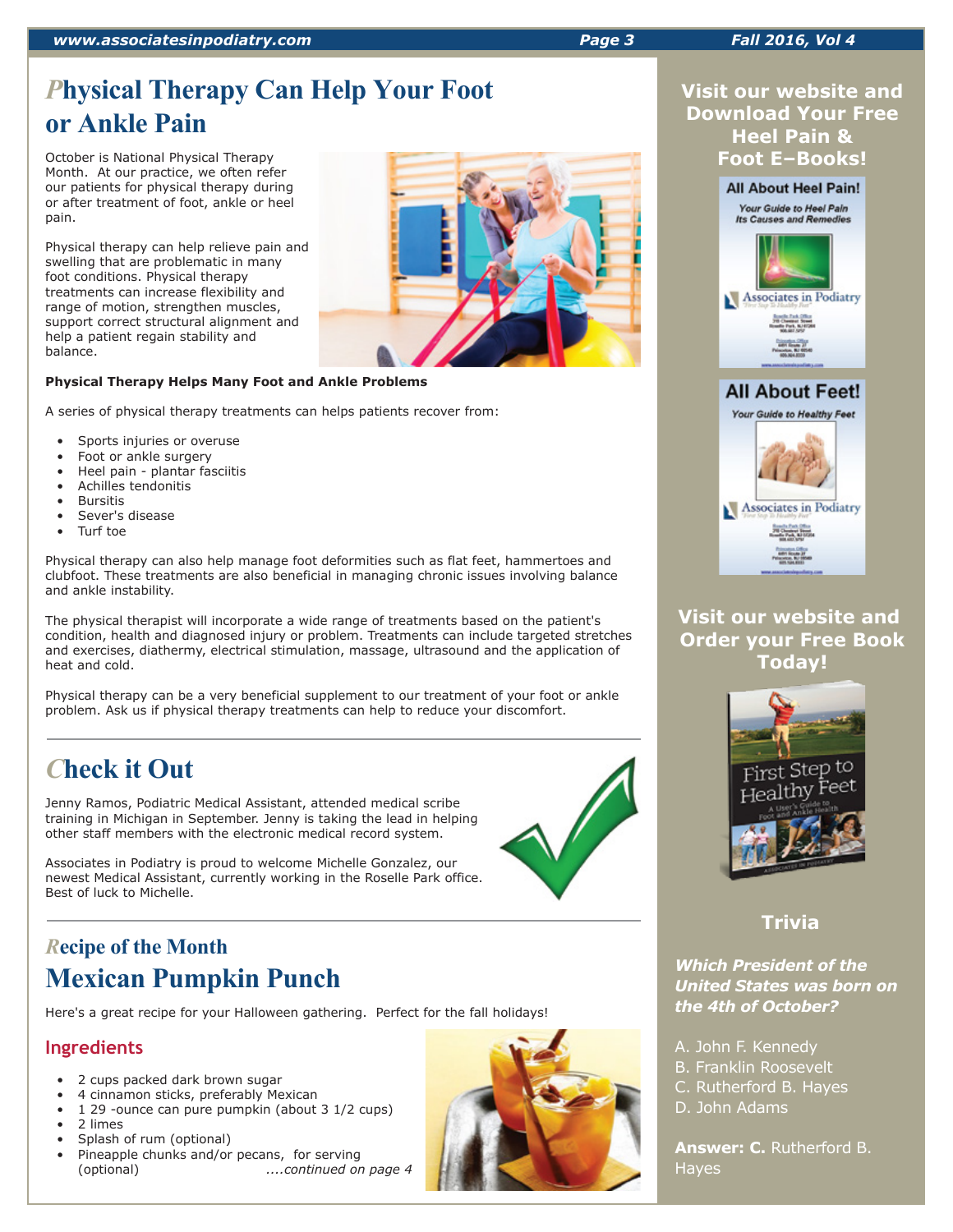# Physical Therapy Can Help Your Foot or Ankle Pain

October is National Physical Therapy Month. At our practice, we often refer our patients for physical therapy during or after treatment of foot, ankle or heel pain.

Physical therapy can help relieve pain and swelling that are problematic in many foot conditions. Physical therapy treatments can increase flexibility and range of motion, strengthen muscles, support correct structural alignment and help a patient regain stability and balance.

**Physical Therapy Helps Many Foot and Ankle Problems**

A series of physical therapy treatments can helps patients recover from:

- Sports injuries or overuse
- Foot or ankle surgery
- Heel pain - plantar fasciitis
- Achilles tendonitis
- Bursitis
- Sever's disease
- Turf toe

Physical therapy can also help manage foot deformities such as flat feet, hammertoes and clubfoot. These treatments are also beneficial in managing chronic issues involving balance and ankle instability.

The physical therapist will incorporate a wide range of treatments based on the patient's condition, health and diagnosed injury or problem. Treatments can include targeted stretches and exercises, diathermy, electrical stimulation, massage, ultrasound and the application of heat and cold.

Physical therapy can be a very beneficial supplement to our treatment of your foot or ankle problem. Ask us if physical therapy treatments can help to reduce your discomfort.

# Check it Out

Jenny Ramos, Podiatric Medical Assistant, attended medical scribe training in Michigan in September. Jenny is taking the lead in helping other staff members with the electronic medical record system.

Associates in Podiatry is proud to welcome Michelle Gonzalez, our newest Medical Assistant, currently working in the Roselle Park office. Best of luck to Michelle.

## Recipe of the Month

# Mexican Pumpkin Punch

Here's a great recipe for your Halloween gathering. Perfect for the fall holidays!

### Ingredients

- 2 cups packed dark brown sugar
- 4 cinnamon sticks, preferably Mexican
- 1 29 -ounce can pure pumpkin (about 3 1/2 cups)
- 2 limes
- Splash of rum (optional)
- Pineapple chunks and/or pecans, for serving (optional)

*....continued on page 4*

## Visit our website and Download Your Free Heel Pain & Foot E–Books!

## Visit our website and Order your Free Book Today!

## Trivia

***Which President of the United States was born on the 4th of October?***

A. John F. Kennedy
B. Franklin Roosevelt
C. Rutherford B. Hayes
D. John Adams

**Answer: C.** Rutherford B. Hayes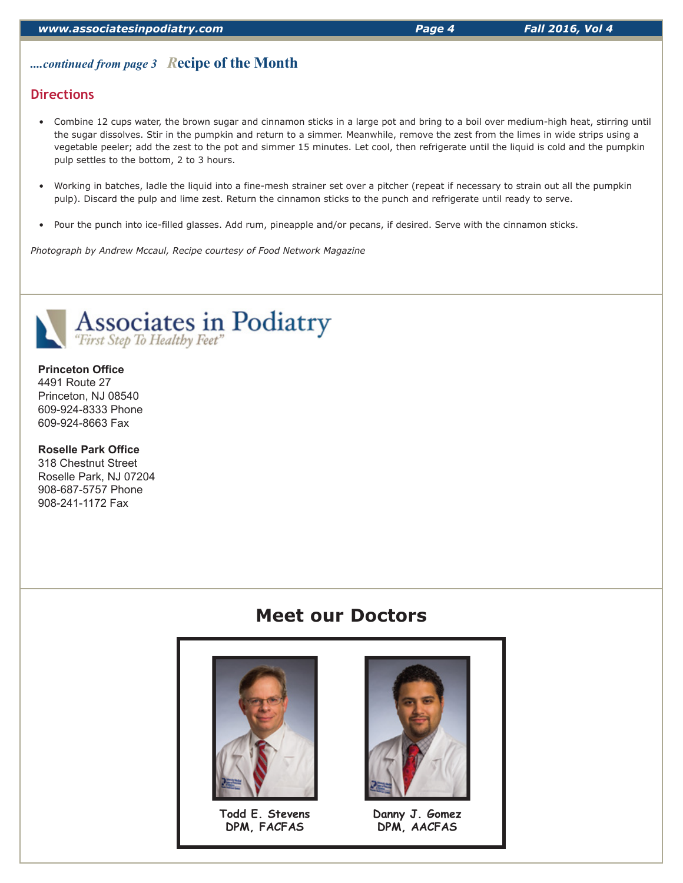*....continued from page 3* **Recipe of the Month**

## Directions

- Combine 12 cups water, the brown sugar and cinnamon sticks in a large pot and bring to a boil over medium-high heat, stirring until the sugar dissolves. Stir in the pumpkin and return to a simmer. Meanwhile, remove the zest from the limes in wide strips using a vegetable peeler; add the zest to the pot and simmer 15 minutes. Let cool, then refrigerate until the liquid is cold and the pumpkin pulp settles to the bottom, 2 to 3 hours.
- Working in batches, ladle the liquid into a fine-mesh strainer set over a pitcher (repeat if necessary to strain out all the pumpkin pulp). Discard the pulp and lime zest. Return the cinnamon sticks to the punch and refrigerate until ready to serve.
- Pour the punch into ice-filled glasses. Add rum, pineapple and/or pecans, if desired. Serve with the cinnamon sticks.

*Photograph by Andrew Mccaul, Recipe courtesy of Food Network Magazine*

# Associates in Podiatry

*"First Step To Healthy Feet"*

**Princeton Office**
4491 Route 27
Princeton, NJ 08540
609-924-8333 Phone
609-924-8663 Fax

**Roselle Park Office**
318 Chestnut Street
Roselle Park, NJ 07204
908-687-5757 Phone
908-241-1172 Fax

## Meet our Doctors

**Todd E. Stevens**
**DPM, FACFAS**

**Danny J. Gomez**
**DPM, AACFAS**